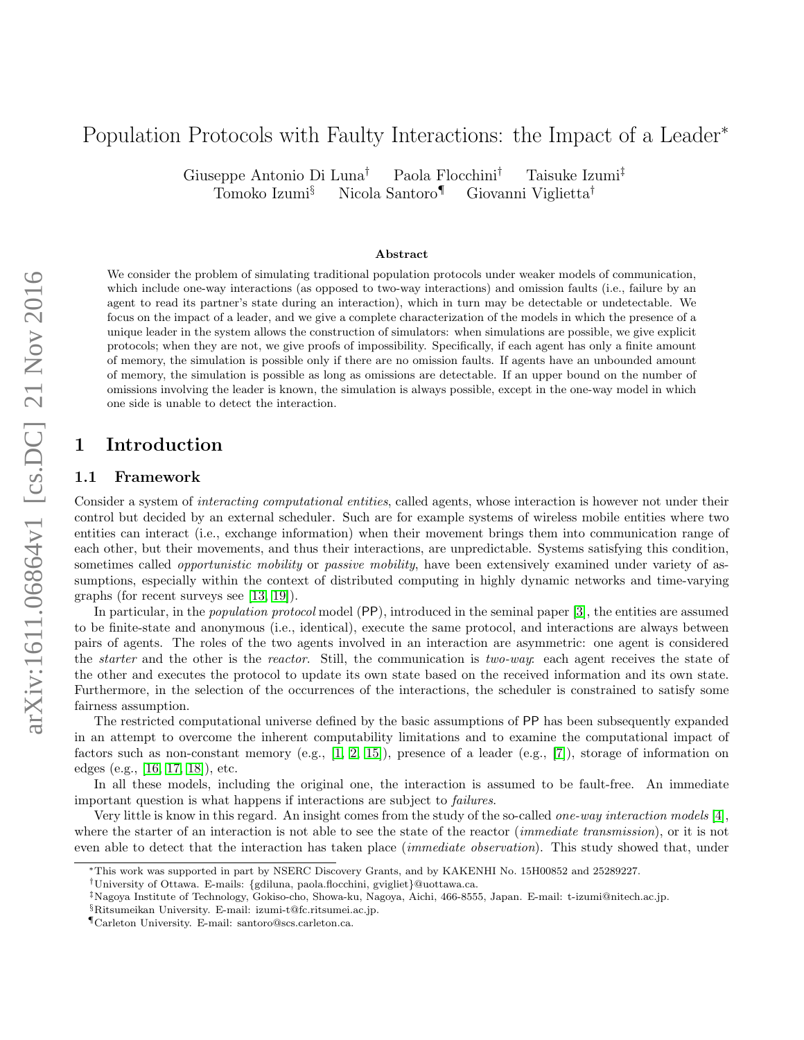# Population Protocols with Faulty Interactions: the Impact of a Leader*

Giuseppe Antonio Di Luna[†] Paola Flocchini[†] Taisuke Izumi[‡]
Tomoko Izumi[§] Nicola Santoro[¶] Giovanni Viglietta[†]

### Abstract

We consider the problem of simulating traditional population protocols under weaker models of communication, which include one-way interactions (as opposed to two-way interactions) and omission faults (i.e., failure by an agent to read its partner's state during an interaction), which in turn may be detectable or undetectable. We focus on the impact of a leader, and we give a complete characterization of the models in which the presence of a unique leader in the system allows the construction of simulators: when simulations are possible, we give explicit protocols; when they are not, we give proofs of impossibility. Specifically, if each agent has only a finite amount of memory, the simulation is possible only if there are no omission faults. If agents have an unbounded amount of memory, the simulation is possible as long as omissions are detectable. If an upper bound on the number of omissions involving the leader is known, the simulation is always possible, except in the one-way model in which one side is unable to detect the interaction.

## 1 Introduction

### 1.1 Framework

Consider a system of *interacting computational entities*, called agents, whose interaction is however not under their control but decided by an external scheduler. Such are for example systems of wireless mobile entities where two entities can interact (i.e., exchange information) when their movement brings them into communication range of each other, but their movements, and thus their interactions, are unpredictable. Systems satisfying this condition, sometimes called *opportunistic mobility* or *passive mobility*, have been extensively examined under variety of assumptions, especially within the context of distributed computing in highly dynamic networks and time-varying graphs (for recent surveys see [13, 19]).

In particular, in the *population protocol* model (PP), introduced in the seminal paper [3], the entities are assumed to be finite-state and anonymous (i.e., identical), execute the same protocol, and interactions are always between pairs of agents. The roles of the two agents involved in an interaction are asymmetric: one agent is considered the *starter* and the other is the *reactor*. Still, the communication is *two-way*: each agent receives the state of the other and executes the protocol to update its own state based on the received information and its own state. Furthermore, in the selection of the occurrences of the interactions, the scheduler is constrained to satisfy some fairness assumption.

The restricted computational universe defined by the basic assumptions of PP has been subsequently expanded in an attempt to overcome the inherent computability limitations and to examine the computational impact of factors such as non-constant memory (e.g., [1, 2, 15]), presence of a leader (e.g., [7]), storage of information on edges (e.g., [16, 17, 18]), etc.

In all these models, including the original one, the interaction is assumed to be fault-free. An immediate important question is what happens if interactions are subject to *failures*.

Very little is know in this regard. An insight comes from the study of the so-called *one-way interaction models* [4], where the starter of an interaction is not able to see the state of the reactor (*immediate transmission*), or it is not even able to detect that the interaction has taken place (*immediate observation*). This study showed that, under

---

*This work was supported in part by NSERC Discovery Grants, and by KAKENHI No. 15H00852 and 25289227.
[†]University of Ottawa. E-mails: {gdiluna, paola.flocchini, gvigliet}@uottawa.ca.
[‡]Nagoya Institute of Technology, Gokiso-cho, Showa-ku, Nagoya, Aichi, 466-8555, Japan. E-mail: t-izumi@nitech.ac.jp.
[§]Ritsumeikan University. E-mail: izumi-t@fc.ritsumei.ac.jp.
[¶]Carleton University. E-mail: santoro@scs.carleton.ca.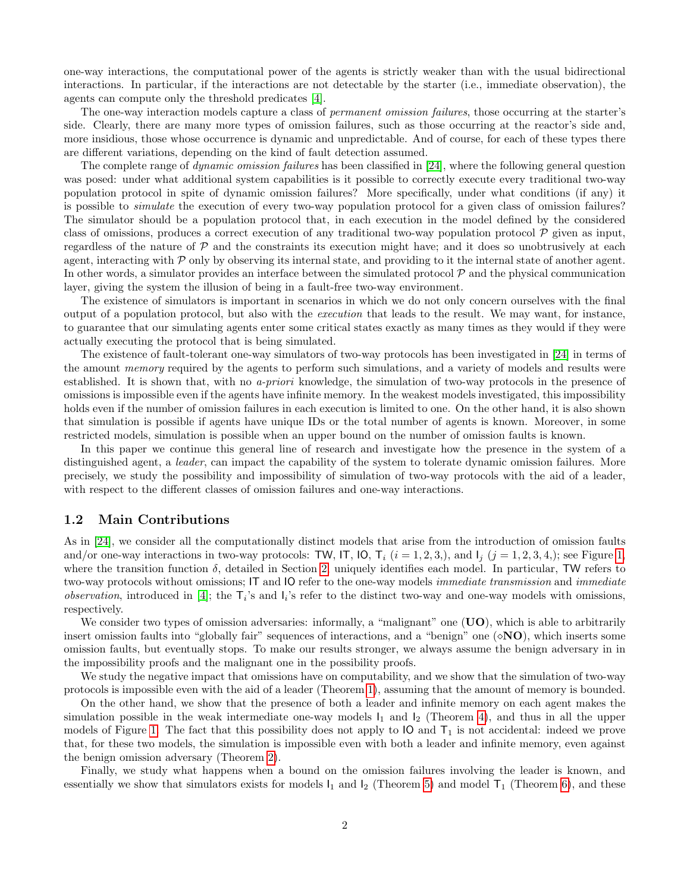one-way interactions, the computational power of the agents is strictly weaker than with the usual bidirectional interactions. In particular, if the interactions are not detectable by the starter (i.e., immediate observation), the agents can compute only the threshold predicates [4].

The one-way interaction models capture a class of *permanent omission failures*, those occurring at the starter's side. Clearly, there are many more types of omission failures, such as those occurring at the reactor's side and, more insidious, those whose occurrence is dynamic and unpredictable. And of course, for each of these types there are different variations, depending on the kind of fault detection assumed.

The complete range of *dynamic omission failures* has been classified in [24], where the following general question was posed: under what additional system capabilities is it possible to correctly execute every traditional two-way population protocol in spite of dynamic omission failures? More specifically, under what conditions (if any) it is possible to *simulate* the execution of every two-way population protocol for a given class of omission failures? The simulator should be a population protocol that, in each execution in the model defined by the considered class of omissions, produces a correct execution of any traditional two-way population protocol $\mathcal{P}$ given as input, regardless of the nature of $\mathcal{P}$ and the constraints its execution might have; and it does so unobtrusively at each agent, interacting with $\mathcal{P}$ only by observing its internal state, and providing to it the internal state of another agent. In other words, a simulator provides an interface between the simulated protocol $\mathcal{P}$ and the physical communication layer, giving the system the illusion of being in a fault-free two-way environment.

The existence of simulators is important in scenarios in which we do not only concern ourselves with the final output of a population protocol, but also with the *execution* that leads to the result. We may want, for instance, to guarantee that our simulating agents enter some critical states exactly as many times as they would if they were actually executing the protocol that is being simulated.

The existence of fault-tolerant one-way simulators of two-way protocols has been investigated in [24] in terms of the amount *memory* required by the agents to perform such simulations, and a variety of models and results were established. It is shown that, with no *a-priori* knowledge, the simulation of two-way protocols in the presence of omissions is impossible even if the agents have infinite memory. In the weakest models investigated, this impossibility holds even if the number of omission failures in each execution is limited to one. On the other hand, it is also shown that simulation is possible if agents have unique IDs or the total number of agents is known. Moreover, in some restricted models, simulation is possible when an upper bound on the number of omission faults is known.

In this paper we continue this general line of research and investigate how the presence in the system of a distinguished agent, a *leader*, can impact the capability of the system to tolerate dynamic omission failures. More precisely, we study the possibility and impossibility of simulation of two-way protocols with the aid of a leader, with respect to the different classes of omission failures and one-way interactions.

## 1.2 Main Contributions

As in [24], we consider all the computationally distinct models that arise from the introduction of omission faults and/or one-way interactions in two-way protocols: TW, IT, IO, $\mathsf{T}_i$ ($i = 1, 2, 3,$), and $\mathsf{I}_j$ ($j = 1, 2, 3, 4,$); see Figure 1, where the transition function $\delta$, detailed in Section 2, uniquely identifies each model. In particular, TW refers to two-way protocols without omissions; IT and IO refer to the one-way models *immediate transmission* and *immediate observation*, introduced in [4]; the $\mathsf{T}_i$'s and $\mathsf{I}_i$'s refer to the distinct two-way and one-way models with omissions, respectively.

We consider two types of omission adversaries: informally, a "malignant" one (**UO**), which is able to arbitrarily insert omission faults into "globally fair" sequences of interactions, and a "benign" one ($\diamond$**NO**), which inserts some omission faults, but eventually stops. To make our results stronger, we always assume the benign adversary in in the impossibility proofs and the malignant one in the possibility proofs.

We study the negative impact that omissions have on computability, and we show that the simulation of two-way protocols is impossible even with the aid of a leader (Theorem 1), assuming that the amount of memory is bounded.

On the other hand, we show that the presence of both a leader and infinite memory on each agent makes the simulation possible in the weak intermediate one-way models $\mathsf{I}_1$ and $\mathsf{I}_2$ (Theorem 4), and thus in all the upper models of Figure 1. The fact that this possibility does not apply to IO and $\mathsf{T}_1$ is not accidental: indeed we prove that, for these two models, the simulation is impossible even with both a leader and infinite memory, even against the benign omission adversary (Theorem 2).

Finally, we study what happens when a bound on the omission failures involving the leader is known, and essentially we show that simulators exists for models $\mathsf{I}_1$ and $\mathsf{I}_2$ (Theorem 5) and model $\mathsf{T}_1$ (Theorem 6), and these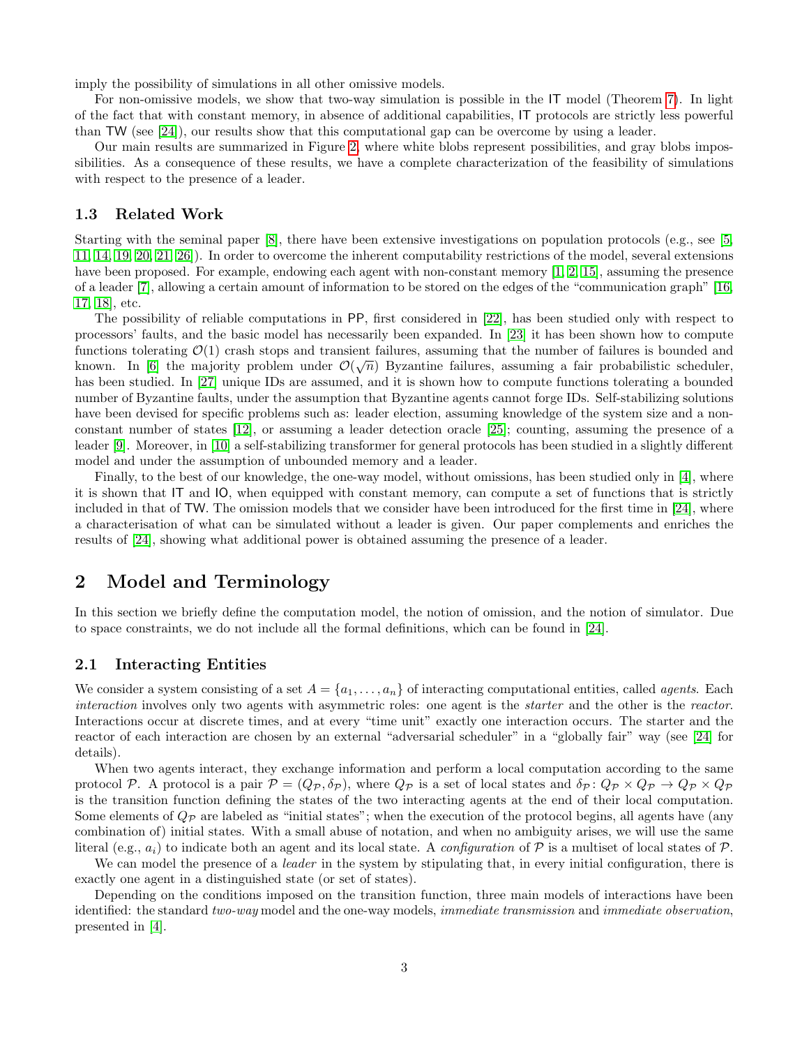imply the possibility of simulations in all other omissive models.

For non-omissive models, we show that two-way simulation is possible in the IT model (Theorem 7). In light of the fact that with constant memory, in absence of additional capabilities, IT protocols are strictly less powerful than TW (see [24]), our results show that this computational gap can be overcome by using a leader.

Our main results are summarized in Figure 2, where white blobs represent possibilities, and gray blobs impossibilities. As a consequence of these results, we have a complete characterization of the feasibility of simulations with respect to the presence of a leader.

### 1.3 Related Work

Starting with the seminal paper [8], there have been extensive investigations on population protocols (e.g., see [5, 11, 14, 19, 20, 21, 26]). In order to overcome the inherent computability restrictions of the model, several extensions have been proposed. For example, endowing each agent with non-constant memory [1, 2, 15], assuming the presence of a leader [7], allowing a certain amount of information to be stored on the edges of the "communication graph" [16, 17, 18], etc.

The possibility of reliable computations in PP, first considered in [22], has been studied only with respect to processors' faults, and the basic model has necessarily been expanded. In [23] it has been shown how to compute functions tolerating $\mathcal{O}(1)$ crash stops and transient failures, assuming that the number of failures is bounded and known. In [6] the majority problem under $\mathcal{O}(\sqrt{n})$ Byzantine failures, assuming a fair probabilistic scheduler, has been studied. In [27] unique IDs are assumed, and it is shown how to compute functions tolerating a bounded number of Byzantine faults, under the assumption that Byzantine agents cannot forge IDs. Self-stabilizing solutions have been devised for specific problems such as: leader election, assuming knowledge of the system size and a non-constant number of states [12], or assuming a leader detection oracle [25]; counting, assuming the presence of a leader [9]. Moreover, in [10] a self-stabilizing transformer for general protocols has been studied in a slightly different model and under the assumption of unbounded memory and a leader.

Finally, to the best of our knowledge, the one-way model, without omissions, has been studied only in [4], where it is shown that IT and IO, when equipped with constant memory, can compute a set of functions that is strictly included in that of TW. The omission models that we consider have been introduced for the first time in [24], where a characterisation of what can be simulated without a leader is given. Our paper complements and enriches the results of [24], showing what additional power is obtained assuming the presence of a leader.

## 2 Model and Terminology

In this section we briefly define the computation model, the notion of omission, and the notion of simulator. Due to space constraints, we do not include all the formal definitions, which can be found in [24].

### 2.1 Interacting Entities

We consider a system consisting of a set $A = \{a_1, \dots, a_n\}$ of interacting computational entities, called *agents*. Each *interaction* involves only two agents with asymmetric roles: one agent is the *starter* and the other is the *reactor*. Interactions occur at discrete times, and at every "time unit" exactly one interaction occurs. The starter and the reactor of each interaction are chosen by an external "adversarial scheduler" in a "globally fair" way (see [24] for details).

When two agents interact, they exchange information and perform a local computation according to the same protocol $\mathcal{P}$. A protocol is a pair $\mathcal{P} = (Q_\mathcal{P}, \delta_\mathcal{P})$, where $Q_\mathcal{P}$ is a set of local states and $\delta_\mathcal{P}\colon Q_\mathcal{P} \times Q_\mathcal{P} \to Q_\mathcal{P} \times Q_\mathcal{P}$ is the transition function defining the states of the two interacting agents at the end of their local computation. Some elements of $Q_\mathcal{P}$ are labeled as "initial states"; when the execution of the protocol begins, all agents have (any combination of) initial states. With a small abuse of notation, and when no ambiguity arises, we will use the same literal (e.g., $a_i$) to indicate both an agent and its local state. A *configuration* of $\mathcal{P}$ is a multiset of local states of $\mathcal{P}$.

We can model the presence of a *leader* in the system by stipulating that, in every initial configuration, there is exactly one agent in a distinguished state (or set of states).

Depending on the conditions imposed on the transition function, three main models of interactions have been identified: the standard *two-way* model and the one-way models, *immediate transmission* and *immediate observation*, presented in [4].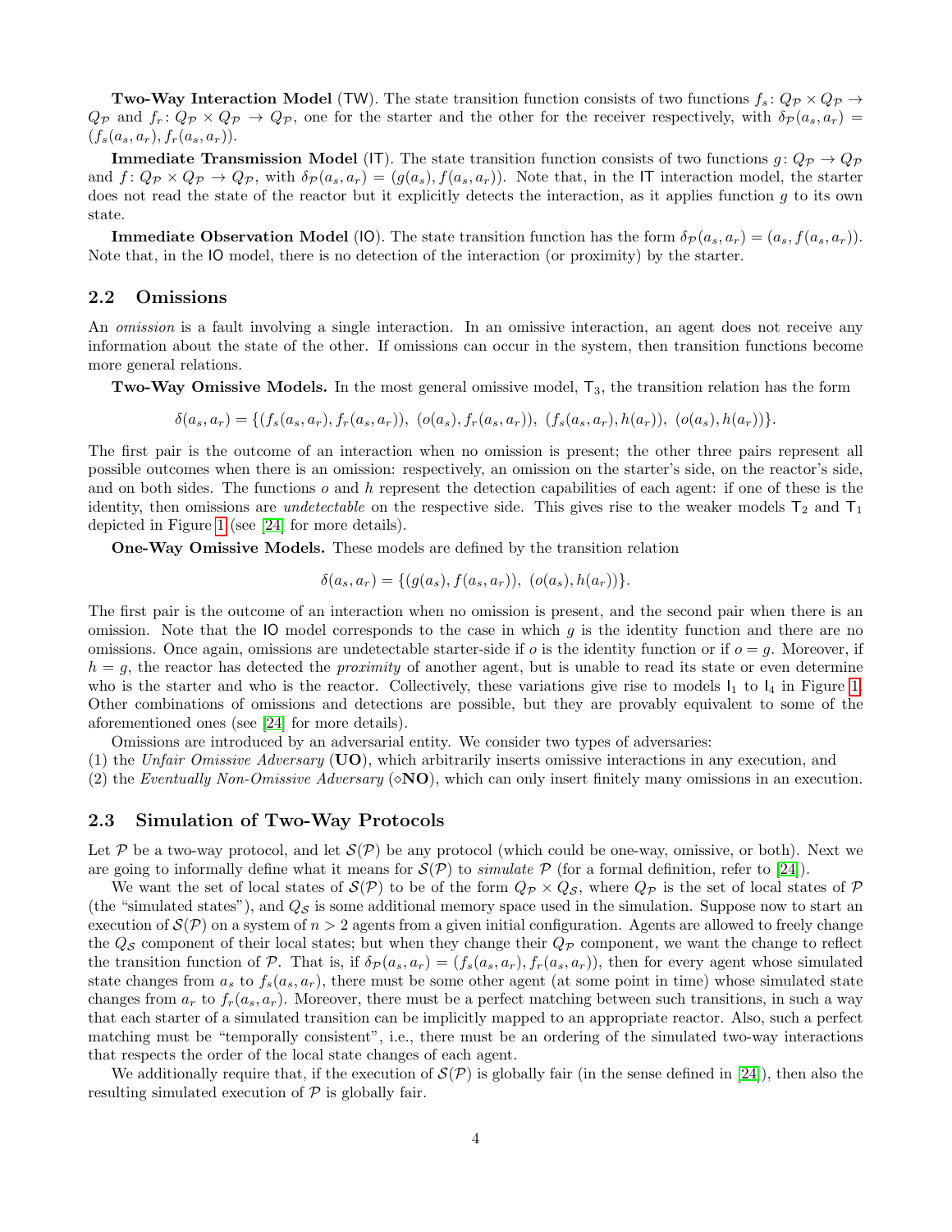**Two-Way Interaction Model** (TW). The state transition function consists of two functions $f_s\colon Q_\mathcal{P} \times Q_\mathcal{P} \to Q_\mathcal{P}$ and $f_r\colon Q_\mathcal{P} \times Q_\mathcal{P} \to Q_\mathcal{P}$, one for the starter and the other for the receiver respectively, with $\delta_\mathcal{P}(a_s, a_r) = (f_s(a_s, a_r), f_r(a_s, a_r))$.

**Immediate Transmission Model** (IT). The state transition function consists of two functions $g\colon Q_\mathcal{P} \to Q_\mathcal{P}$ and $f\colon Q_\mathcal{P} \times Q_\mathcal{P} \to Q_\mathcal{P}$, with $\delta_\mathcal{P}(a_s, a_r) = (g(a_s), f(a_s, a_r))$. Note that, in the IT interaction model, the starter does not read the state of the reactor but it explicitly detects the interaction, as it applies function $g$ to its own state.

**Immediate Observation Model** (IO). The state transition function has the form $\delta_\mathcal{P}(a_s, a_r) = (a_s, f(a_s, a_r))$. Note that, in the IO model, there is no detection of the interaction (or proximity) by the starter.

## 2.2 Omissions

An *omission* is a fault involving a single interaction. In an omissive interaction, an agent does not receive any information about the state of the other. If omissions can occur in the system, then transition functions become more general relations.

**Two-Way Omissive Models.** In the most general omissive model, $\mathsf{T}_3$, the transition relation has the form

$$\delta(a_s, a_r) = \{(f_s(a_s, a_r), f_r(a_s, a_r)),\ (o(a_s), f_r(a_s, a_r)),\ (f_s(a_s, a_r), h(a_r)),\ (o(a_s), h(a_r))\}.$$

The first pair is the outcome of an interaction when no omission is present; the other three pairs represent all possible outcomes when there is an omission: respectively, an omission on the starter's side, on the reactor's side, and on both sides. The functions $o$ and $h$ represent the detection capabilities of each agent: if one of these is the identity, then omissions are *undetectable* on the respective side. This gives rise to the weaker models $\mathsf{T}_2$ and $\mathsf{T}_1$ depicted in Figure 1 (see [24] for more details).

**One-Way Omissive Models.** These models are defined by the transition relation

$$\delta(a_s, a_r) = \{(g(a_s), f(a_s, a_r)),\ (o(a_s), h(a_r))\}.$$

The first pair is the outcome of an interaction when no omission is present, and the second pair when there is an omission. Note that the IO model corresponds to the case in which $g$ is the identity function and there are no omissions. Once again, omissions are undetectable starter-side if $o$ is the identity function or if $o = g$. Moreover, if $h = g$, the reactor has detected the *proximity* of another agent, but is unable to read its state or even determine who is the starter and who is the reactor. Collectively, these variations give rise to models $\mathsf{I}_1$ to $\mathsf{I}_4$ in Figure 1. Other combinations of omissions and detections are possible, but they are provably equivalent to some of the aforementioned ones (see [24] for more details).

Omissions are introduced by an adversarial entity. We consider two types of adversaries:
(1) the *Unfair Omissive Adversary* (**UO**), which arbitrarily inserts omissive interactions in any execution, and
(2) the *Eventually Non-Omissive Adversary* ($\diamond$**NO**), which can only insert finitely many omissions in an execution.

## 2.3 Simulation of Two-Way Protocols

Let $\mathcal{P}$ be a two-way protocol, and let $\mathcal{S}(\mathcal{P})$ be any protocol (which could be one-way, omissive, or both). Next we are going to informally define what it means for $\mathcal{S}(\mathcal{P})$ to *simulate* $\mathcal{P}$ (for a formal definition, refer to [24]).

We want the set of local states of $\mathcal{S}(\mathcal{P})$ to be of the form $Q_\mathcal{P} \times Q_\mathcal{S}$, where $Q_\mathcal{P}$ is the set of local states of $\mathcal{P}$ (the "simulated states"), and $Q_\mathcal{S}$ is some additional memory space used in the simulation. Suppose now to start an execution of $\mathcal{S}(\mathcal{P})$ on a system of $n > 2$ agents from a given initial configuration. Agents are allowed to freely change the $Q_\mathcal{S}$ component of their local states; but when they change their $Q_\mathcal{P}$ component, we want the change to reflect the transition function of $\mathcal{P}$. That is, if $\delta_\mathcal{P}(a_s, a_r) = (f_s(a_s, a_r), f_r(a_s, a_r))$, then for every agent whose simulated state changes from $a_s$ to $f_s(a_s, a_r)$, there must be some other agent (at some point in time) whose simulated state changes from $a_r$ to $f_r(a_s, a_r)$. Moreover, there must be a perfect matching between such transitions, in such a way that each starter of a simulated transition can be implicitly mapped to an appropriate reactor. Also, such a perfect matching must be "temporally consistent", i.e., there must be an ordering of the simulated two-way interactions that respects the order of the local state changes of each agent.

We additionally require that, if the execution of $\mathcal{S}(\mathcal{P})$ is globally fair (in the sense defined in [24]), then also the resulting simulated execution of $\mathcal{P}$ is globally fair.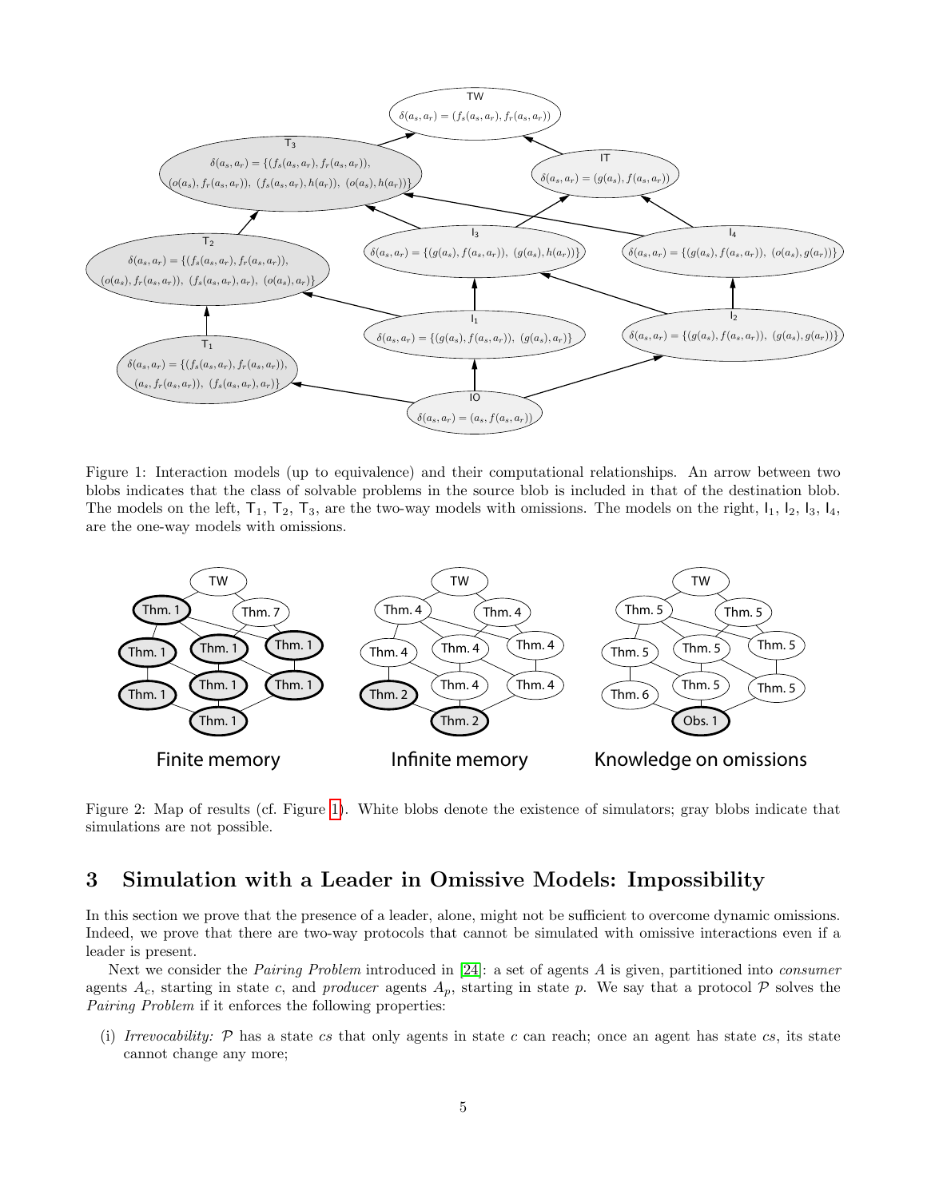Figure 1: Interaction models (up to equivalence) and their computational relationships. An arrow between two blobs indicates that the class of solvable problems in the source blob is included in that of the destination blob. The models on the left, $\mathsf{T}_1$, $\mathsf{T}_2$, $\mathsf{T}_3$, are the two-way models with omissions. The models on the right, $\mathsf{I}_1$, $\mathsf{I}_2$, $\mathsf{I}_3$, $\mathsf{I}_4$, are the one-way models with omissions.

Figure 2: Map of results (cf. Figure 1). White blobs denote the existence of simulators; gray blobs indicate that simulations are not possible.

## 3 Simulation with a Leader in Omissive Models: Impossibility

In this section we prove that the presence of a leader, alone, might not be sufficient to overcome dynamic omissions. Indeed, we prove that there are two-way protocols that cannot be simulated with omissive interactions even if a leader is present.

Next we consider the *Pairing Problem* introduced in [24]: a set of agents $A$ is given, partitioned into *consumer* agents $A_c$, starting in state $c$, and *producer* agents $A_p$, starting in state $p$. We say that a protocol $\mathcal{P}$ solves the *Pairing Problem* if it enforces the following properties:

(i) *Irrevocability:* $\mathcal{P}$ has a state $cs$ that only agents in state $c$ can reach; once an agent has state $cs$, its state cannot change any more;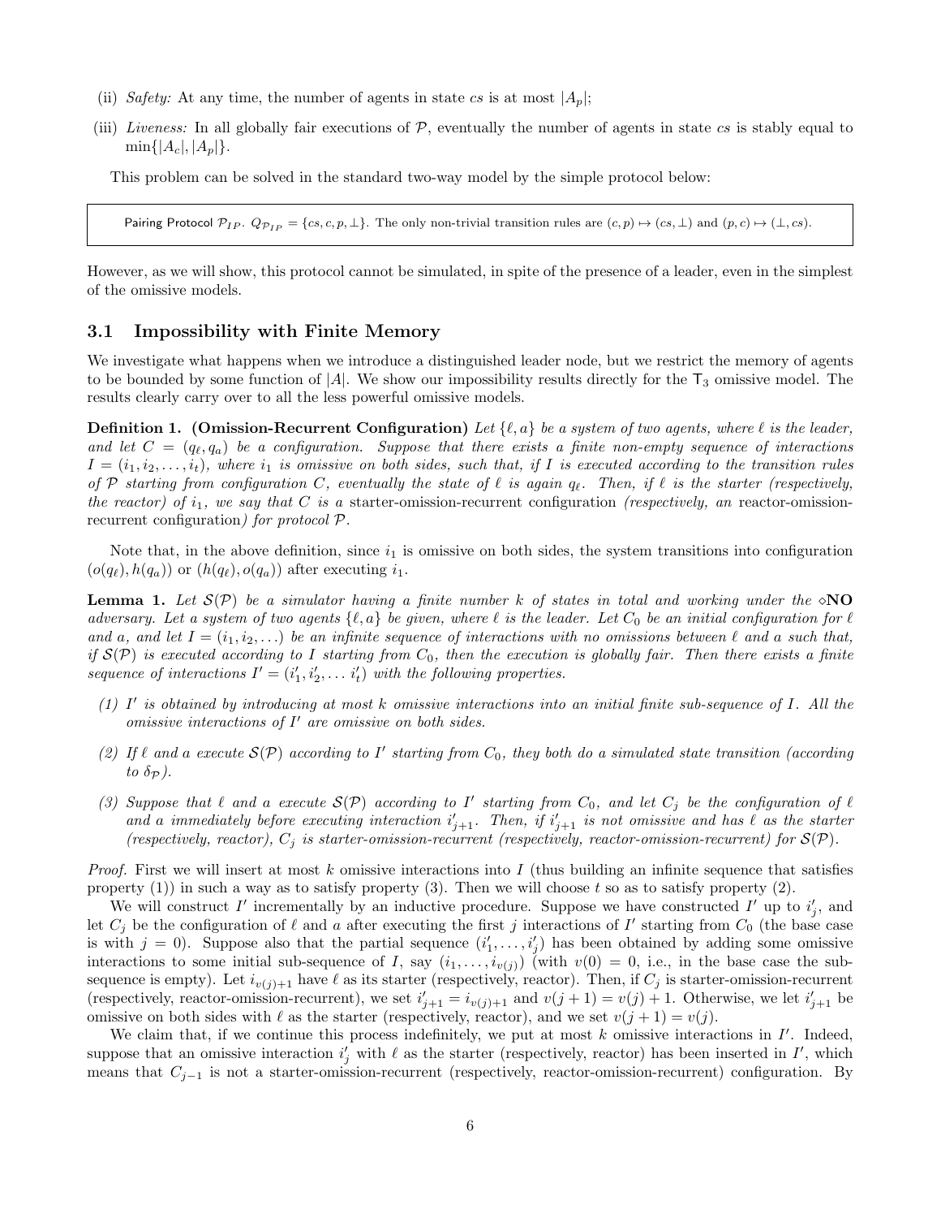(ii) *Safety:* At any time, the number of agents in state $cs$ is at most $|A_p|$;

(iii) *Liveness:* In all globally fair executions of $\mathcal{P}$, eventually the number of agents in state $cs$ is stably equal to $\min\{|A_c|, |A_p|\}$.

This problem can be solved in the standard two-way model by the simple protocol below:

> Pairing Protocol $\mathcal{P}_{IP}$. $Q_{\mathcal{P}_{IP}} = \{cs, c, p, \perp\}$. The only non-trivial transition rules are $(c, p) \mapsto (cs, \perp)$ and $(p, c) \mapsto (\perp, cs)$.

However, as we will show, this protocol cannot be simulated, in spite of the presence of a leader, even in the simplest of the omissive models.

### 3.1 Impossibility with Finite Memory

We investigate what happens when we introduce a distinguished leader node, but we restrict the memory of agents to be bounded by some function of $|A|$. We show our impossibility results directly for the $\mathsf{T}_3$ omissive model. The results clearly carry over to all the less powerful omissive models.

**Definition 1. (Omission-Recurrent Configuration)** *Let $\{\ell, a\}$ be a system of two agents, where $\ell$ is the leader, and let $C = (q_\ell, q_a)$ be a configuration. Suppose that there exists a finite non-empty sequence of interactions $I = (i_1, i_2, \ldots, i_t)$, where $i_1$ is omissive on both sides, such that, if $I$ is executed according to the transition rules of $\mathcal{P}$ starting from configuration $C$, eventually the state of $\ell$ is again $q_\ell$. Then, if $\ell$ is the starter (respectively, the reactor) of $i_1$, we say that $C$ is a* starter-omission-recurrent configuration *(respectively, an* reactor-omission-recurrent configuration*) for protocol $\mathcal{P}$.*

Note that, in the above definition, since $i_1$ is omissive on both sides, the system transitions into configuration $(o(q_\ell), h(q_a))$ or $(h(q_\ell), o(q_a))$ after executing $i_1$.

**Lemma 1.** *Let $\mathcal{S}(\mathcal{P})$ be a simulator having a finite number $k$ of states in total and working under the $\diamond$**NO** adversary. Let a system of two agents $\{\ell, a\}$ be given, where $\ell$ is the leader. Let $C_0$ be an initial configuration for $\ell$ and $a$, and let $I = (i_1, i_2, \ldots)$ be an infinite sequence of interactions with no omissions between $\ell$ and $a$ such that, if $\mathcal{S}(\mathcal{P})$ is executed according to $I$ starting from $C_0$, then the execution is globally fair. Then there exists a finite sequence of interactions $I' = (i'_1, i'_2, \ldots i'_t)$ with the following properties.*

*(1) $I'$ is obtained by introducing at most $k$ omissive interactions into an initial finite sub-sequence of $I$. All the omissive interactions of $I'$ are omissive on both sides.*

*(2) If $\ell$ and $a$ execute $\mathcal{S}(\mathcal{P})$ according to $I'$ starting from $C_0$, they both do a simulated state transition (according to $\delta_{\mathcal{P}}$).*

*(3) Suppose that $\ell$ and $a$ execute $\mathcal{S}(\mathcal{P})$ according to $I'$ starting from $C_0$, and let $C_j$ be the configuration of $\ell$ and $a$ immediately before executing interaction $i'_{j+1}$. Then, if $i'_{j+1}$ is not omissive and has $\ell$ as the starter (respectively, reactor), $C_j$ is starter-omission-recurrent (respectively, reactor-omission-recurrent) for $\mathcal{S}(\mathcal{P})$.*

*Proof.* First we will insert at most $k$ omissive interactions into $I$ (thus building an infinite sequence that satisfies property (1)) in such a way as to satisfy property (3). Then we will choose $t$ so as to satisfy property (2).

We will construct $I'$ incrementally by an inductive procedure. Suppose we have constructed $I'$ up to $i'_j$, and let $C_j$ be the configuration of $\ell$ and $a$ after executing the first $j$ interactions of $I'$ starting from $C_0$ (the base case is with $j = 0$). Suppose also that the partial sequence $(i'_1, \ldots, i'_j)$ has been obtained by adding some omissive interactions to some initial sub-sequence of $I$, say $(i_1, \ldots, i_{v(j)})$ (with $v(0) = 0$, i.e., in the base case the sub-sequence is empty). Let $i_{v(j)+1}$ have $\ell$ as its starter (respectively, reactor). Then, if $C_j$ is starter-omission-recurrent (respectively, reactor-omission-recurrent), we set $i'_{j+1} = i_{v(j)+1}$ and $v(j+1) = v(j) + 1$. Otherwise, we let $i'_{j+1}$ be omissive on both sides with $\ell$ as the starter (respectively, reactor), and we set $v(j+1) = v(j)$.

We claim that, if we continue this process indefinitely, we put at most $k$ omissive interactions in $I'$. Indeed, suppose that an omissive interaction $i'_j$ with $\ell$ as the starter (respectively, reactor) has been inserted in $I'$, which means that $C_{j-1}$ is not a starter-omission-recurrent (respectively, reactor-omission-recurrent) configuration. By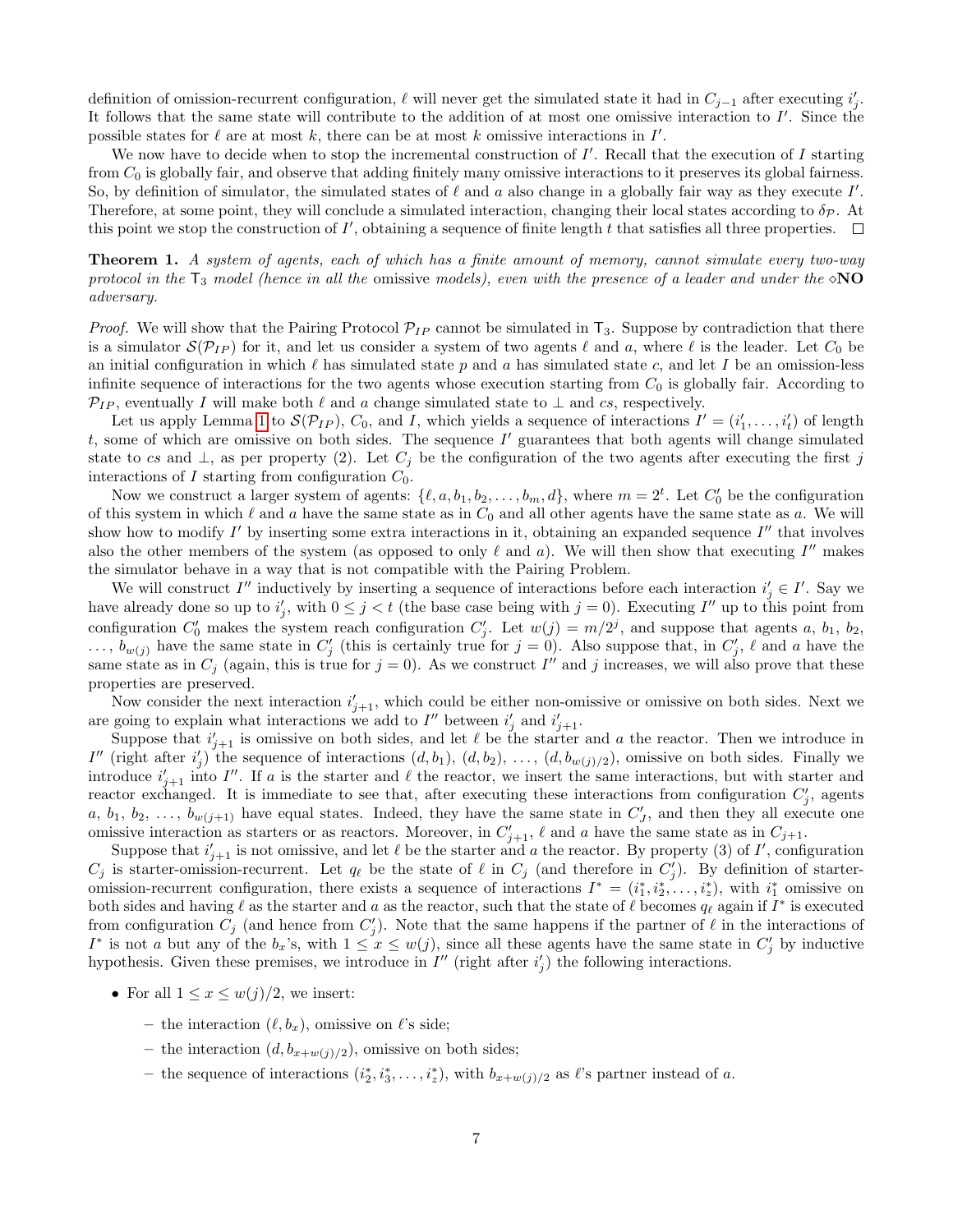definition of omission-recurrent configuration, $\ell$ will never get the simulated state it had in $C_{j-1}$ after executing $i'_j$. It follows that the same state will contribute to the addition of at most one omissive interaction to $I'$. Since the possible states for $\ell$ are at most $k$, there can be at most $k$ omissive interactions in $I'$.

We now have to decide when to stop the incremental construction of $I'$. Recall that the execution of $I$ starting from $C_0$ is globally fair, and observe that adding finitely many omissive interactions to it preserves its global fairness. So, by definition of simulator, the simulated states of $\ell$ and $a$ also change in a globally fair way as they execute $I'$. Therefore, at some point, they will conclude a simulated interaction, changing their local states according to $\delta_{\mathcal{P}}$. At this point we stop the construction of $I'$, obtaining a sequence of finite length $t$ that satisfies all three properties. $\square$

**Theorem 1.** *A system of agents, each of which has a finite amount of memory, cannot simulate every two-way protocol in the* $\mathsf{T}_3$ *model (hence in all the* omissive *models), even with the presence of a leader and under the* $\diamond$**NO** *adversary.*

*Proof.* We will show that the Pairing Protocol $\mathcal{P}_{IP}$ cannot be simulated in $\mathsf{T}_3$. Suppose by contradiction that there is a simulator $\mathcal{S}(\mathcal{P}_{IP})$ for it, and let us consider a system of two agents $\ell$ and $a$, where $\ell$ is the leader. Let $C_0$ be an initial configuration in which $\ell$ has simulated state $p$ and $a$ has simulated state $c$, and let $I$ be an omission-less infinite sequence of interactions for the two agents whose execution starting from $C_0$ is globally fair. According to $\mathcal{P}_{IP}$, eventually $I$ will make both $\ell$ and $a$ change simulated state to $\bot$ and $cs$, respectively.

Let us apply Lemma 1 to $\mathcal{S}(\mathcal{P}_{IP})$, $C_0$, and $I$, which yields a sequence of interactions $I' = (i'_1, \dots, i'_t)$ of length $t$, some of which are omissive on both sides. The sequence $I'$ guarantees that both agents will change simulated state to $cs$ and $\bot$, as per property (2). Let $C_j$ be the configuration of the two agents after executing the first $j$ interactions of $I$ starting from configuration $C_0$.

Now we construct a larger system of agents: $\{\ell, a, b_1, b_2, \dots, b_m, d\}$, where $m = 2^t$. Let $C'_0$ be the configuration of this system in which $\ell$ and $a$ have the same state as in $C_0$ and all other agents have the same state as $a$. We will show how to modify $I'$ by inserting some extra interactions in it, obtaining an expanded sequence $I''$ that involves also the other members of the system (as opposed to only $\ell$ and $a$). We will then show that executing $I''$ makes the simulator behave in a way that is not compatible with the Pairing Problem.

We will construct $I''$ inductively by inserting a sequence of interactions before each interaction $i'_j \in I'$. Say we have already done so up to $i'_j$, with $0 \le j < t$ (the base case being with $j = 0$). Executing $I''$ up to this point from configuration $C'_0$ makes the system reach configuration $C'_j$. Let $w(j) = m/2^j$, and suppose that agents $a$, $b_1$, $b_2$, $\dots$, $b_{w(j)}$ have the same state in $C'_j$ (this is certainly true for $j = 0$). Also suppose that, in $C'_j$, $\ell$ and $a$ have the same state as in $C_j$ (again, this is true for $j = 0$). As we construct $I''$ and $j$ increases, we will also prove that these properties are preserved.

Now consider the next interaction $i'_{j+1}$, which could be either non-omissive or omissive on both sides. Next we are going to explain what interactions we add to $I''$ between $i'_j$ and $i'_{j+1}$.

Suppose that $i'_{j+1}$ is omissive on both sides, and let $\ell$ be the starter and $a$ the reactor. Then we introduce in $I''$ (right after $i'_j$) the sequence of interactions $(d, b_1)$, $(d, b_2)$, $\dots$, $(d, b_{w(j)/2})$, omissive on both sides. Finally we introduce $i'_{j+1}$ into $I''$. If $a$ is the starter and $\ell$ the reactor, we insert the same interactions, but with starter and reactor exchanged. It is immediate to see that, after executing these interactions from configuration $C'_j$, agents $a$, $b_1$, $b_2$, $\dots$, $b_{w(j+1)}$ have equal states. Indeed, they have the same state in $C'_J$, and then they all execute one omissive interaction as starters or as reactors. Moreover, in $C'_{j+1}$, $\ell$ and $a$ have the same state as in $C_{j+1}$.

Suppose that $i'_{j+1}$ is not omissive, and let $\ell$ be the starter and $a$ the reactor. By property (3) of $I'$, configuration $C_j$ is starter-omission-recurrent. Let $q_\ell$ be the state of $\ell$ in $C_j$ (and therefore in $C'_j$). By definition of starter-omission-recurrent configuration, there exists a sequence of interactions $I^* = (i^*_1, i^*_2, \dots, i^*_z)$, with $i^*_1$ omissive on both sides and having $\ell$ as the starter and $a$ as the reactor, such that the state of $\ell$ becomes $q_\ell$ again if $I^*$ is executed from configuration $C_j$ (and hence from $C'_j$). Note that the same happens if the partner of $\ell$ in the interactions of $I^*$ is not $a$ but any of the $b_x$'s, with $1 \le x \le w(j)$, since all these agents have the same state in $C'_j$ by inductive hypothesis. Given these premises, we introduce in $I''$ (right after $i'_j$) the following interactions.

- For all $1 \le x \le w(j)/2$, we insert:
  - the interaction $(\ell, b_x)$, omissive on $\ell$'s side;
  - the interaction $(d, b_{x+w(j)/2})$, omissive on both sides;
  - the sequence of interactions $(i^*_2, i^*_3, \dots, i^*_z)$, with $b_{x+w(j)/2}$ as $\ell$'s partner instead of $a$.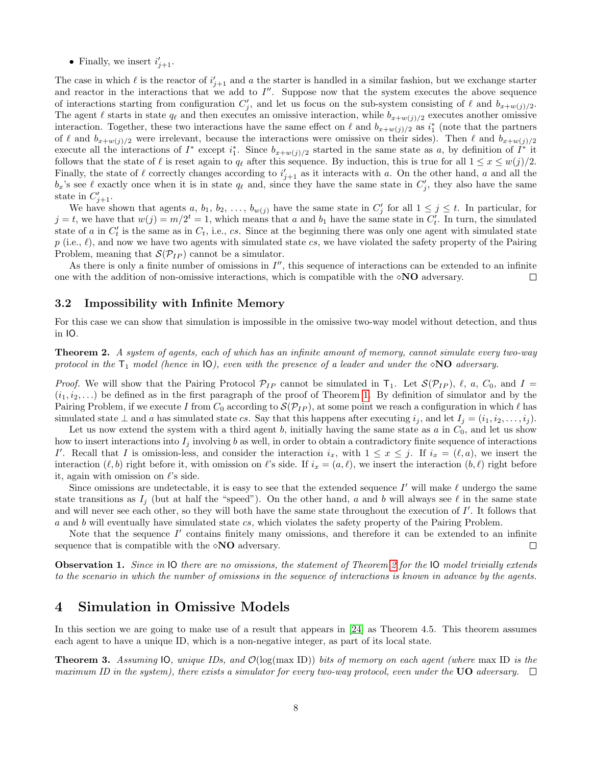- Finally, we insert $i'_{j+1}$.

The case in which $\ell$ is the reactor of $i'_{j+1}$ and $a$ the starter is handled in a similar fashion, but we exchange starter and reactor in the interactions that we add to $I''$. Suppose now that the system executes the above sequence of interactions starting from configuration $C'_j$, and let us focus on the sub-system consisting of $\ell$ and $b_{x+w(j)/2}$. The agent $\ell$ starts in state $q_\ell$ and then executes an omissive interaction, while $b_{x+w(j)/2}$ executes another omissive interaction. Together, these two interactions have the same effect on $\ell$ and $b_{x+w(j)/2}$ as $i^*_1$ (note that the partners of $\ell$ and $b_{x+w(j)/2}$ were irrelevant, because the interactions were omissive on their sides). Then $\ell$ and $b_{x+w(j)/2}$ execute all the interactions of $I^*$ except $i^*_1$. Since $b_{x+w(j)/2}$ started in the same state as $a$, by definition of $I^*$ it follows that the state of $\ell$ is reset again to $q_\ell$ after this sequence. By induction, this is true for all $1 \le x \le w(j)/2$. Finally, the state of $\ell$ correctly changes according to $i'_{j+1}$ as it interacts with $a$. On the other hand, $a$ and all the $b_x$'s see $\ell$ exactly once when it is in state $q_\ell$ and, since they have the same state in $C'_j$, they also have the same state in $C'_{j+1}$.

We have shown that agents $a$, $b_1$, $b_2$, ..., $b_{w(j)}$ have the same state in $C'_j$ for all $1 \le j \le t$. In particular, for $j = t$, we have that $w(j) = m/2^t = 1$, which means that $a$ and $b_1$ have the same state in $C'_t$. In turn, the simulated state of $a$ in $C'_t$ is the same as in $C_t$, i.e., $cs$. Since at the beginning there was only one agent with simulated state $p$ (i.e., $\ell$), and now we have two agents with simulated state $cs$, we have violated the safety property of the Pairing Problem, meaning that $\mathcal{S}(\mathcal{P}_{IP})$ cannot be a simulator.

As there is only a finite number of omissions in $I''$, this sequence of interactions can be extended to an infinite one with the addition of non-omissive interactions, which is compatible with the $\diamond$**NO** adversary. □

### 3.2 Impossibility with Infinite Memory

For this case we can show that simulation is impossible in the omissive two-way model without detection, and thus in IO.

**Theorem 2.** *A system of agents, each of which has an infinite amount of memory, cannot simulate every two-way protocol in the* $\mathsf{T}_1$ *model (hence in* IO*), even with the presence of a leader and under the* $\diamond$**NO** *adversary.*

*Proof.* We will show that the Pairing Protocol $\mathcal{P}_{IP}$ cannot be simulated in $\mathsf{T}_1$. Let $\mathcal{S}(\mathcal{P}_{IP})$, $\ell$, $a$, $C_0$, and $I = (i_1, i_2, \ldots)$ be defined as in the first paragraph of the proof of Theorem 1. By definition of simulator and by the Pairing Problem, if we execute $I$ from $C_0$ according to $\mathcal{S}(\mathcal{P}_{IP})$, at some point we reach a configuration in which $\ell$ has simulated state $\perp$ and $a$ has simulated state $cs$. Say that this happens after executing $i_j$, and let $I_j = (i_1, i_2, \ldots, i_j)$.

Let us now extend the system with a third agent $b$, initially having the same state as $a$ in $C_0$, and let us show how to insert interactions into $I_j$ involving $b$ as well, in order to obtain a contradictory finite sequence of interactions $I'$. Recall that $I$ is omission-less, and consider the interaction $i_x$, with $1 \le x \le j$. If $i_x = (\ell, a)$, we insert the interaction $(\ell, b)$ right before it, with omission on $\ell$'s side. If $i_x = (a, \ell)$, we insert the interaction $(b, \ell)$ right before it, again with omission on $\ell$'s side.

Since omissions are undetectable, it is easy to see that the extended sequence $I'$ will make $\ell$ undergo the same state transitions as $I_j$ (but at half the "speed"). On the other hand, $a$ and $b$ will always see $\ell$ in the same state and will never see each other, so they will both have the same state throughout the execution of $I'$. It follows that $a$ and $b$ will eventually have simulated state $cs$, which violates the safety property of the Pairing Problem.

Note that the sequence $I'$ contains finitely many omissions, and therefore it can be extended to an infinite sequence that is compatible with the $\diamond$**NO** adversary. □

**Observation 1.** *Since in* IO *there are no omissions, the statement of Theorem 2 for the* IO *model trivially extends to the scenario in which the number of omissions in the sequence of interactions is known in advance by the agents.*

## 4 Simulation in Omissive Models

In this section we are going to make use of a result that appears in [24] as Theorem 4.5. This theorem assumes each agent to have a unique ID, which is a non-negative integer, as part of its local state.

**Theorem 3.** *Assuming* IO*, unique IDs, and* $\mathcal{O}(\log(\max \text{ID}))$ *bits of memory on each agent (where* $\max \text{ID}$ *is the maximum ID in the system), there exists a simulator for every two-way protocol, even under the* **UO** *adversary.* □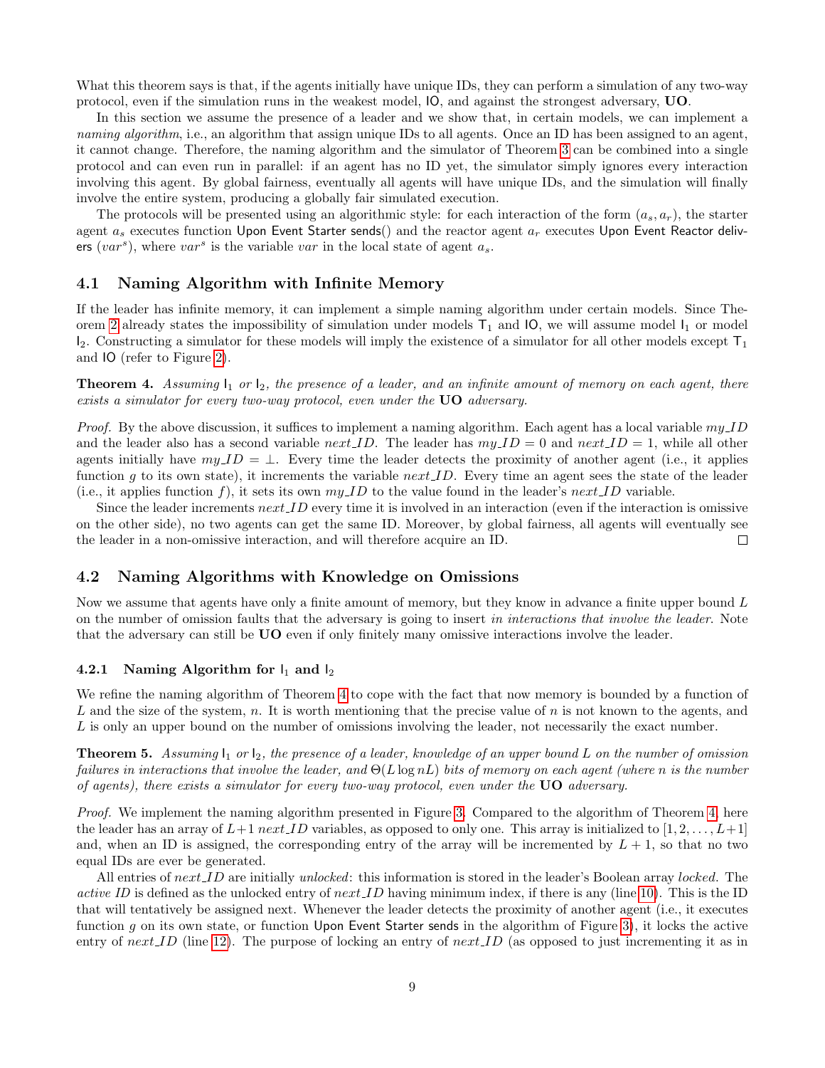What this theorem says is that, if the agents initially have unique IDs, they can perform a simulation of any two-way protocol, even if the simulation runs in the weakest model, IO, and against the strongest adversary, **UO**.

In this section we assume the presence of a leader and we show that, in certain models, we can implement a *naming algorithm*, i.e., an algorithm that assign unique IDs to all agents. Once an ID has been assigned to an agent, it cannot change. Therefore, the naming algorithm and the simulator of Theorem 3 can be combined into a single protocol and can even run in parallel: if an agent has no ID yet, the simulator simply ignores every interaction involving this agent. By global fairness, eventually all agents will have unique IDs, and the simulation will finally involve the entire system, producing a globally fair simulated execution.

The protocols will be presented using an algorithmic style: for each interaction of the form $(a_s, a_r)$, the starter agent $a_s$ executes function Upon Event Starter sends() and the reactor agent $a_r$ executes Upon Event Reactor delivers ($var^s$), where $var^s$ is the variable $var$ in the local state of agent $a_s$.

## 4.1 Naming Algorithm with Infinite Memory

If the leader has infinite memory, it can implement a simple naming algorithm under certain models. Since Theorem 2 already states the impossibility of simulation under models $T_1$ and IO, we will assume model $I_1$ or model $I_2$. Constructing a simulator for these models will imply the existence of a simulator for all other models except $T_1$ and IO (refer to Figure 2).

**Theorem 4.** *Assuming $I_1$ or $I_2$, the presence of a leader, and an infinite amount of memory on each agent, there exists a simulator for every two-way protocol, even under the* **UO** *adversary.*

*Proof.* By the above discussion, it suffices to implement a naming algorithm. Each agent has a local variable $my\_ID$ and the leader also has a second variable $next\_ID$. The leader has $my\_ID = 0$ and $next\_ID = 1$, while all other agents initially have $my\_ID = \perp$. Every time the leader detects the proximity of another agent (i.e., it applies function $g$ to its own state), it increments the variable $next\_ID$. Every time an agent sees the state of the leader (i.e., it applies function $f$), it sets its own $my\_ID$ to the value found in the leader's $next\_ID$ variable.

Since the leader increments $next\_ID$ every time it is involved in an interaction (even if the interaction is omissive on the other side), no two agents can get the same ID. Moreover, by global fairness, all agents will eventually see the leader in a non-omissive interaction, and will therefore acquire an ID. ☐

## 4.2 Naming Algorithms with Knowledge on Omissions

Now we assume that agents have only a finite amount of memory, but they know in advance a finite upper bound $L$ on the number of omission faults that the adversary is going to insert *in interactions that involve the leader*. Note that the adversary can still be **UO** even if only finitely many omissive interactions involve the leader.

### 4.2.1 Naming Algorithm for $I_1$ and $I_2$

We refine the naming algorithm of Theorem 4 to cope with the fact that now memory is bounded by a function of $L$ and the size of the system, $n$. It is worth mentioning that the precise value of $n$ is not known to the agents, and $L$ is only an upper bound on the number of omissions involving the leader, not necessarily the exact number.

**Theorem 5.** *Assuming $I_1$ or $I_2$, the presence of a leader, knowledge of an upper bound $L$ on the number of omission failures in interactions that involve the leader, and $\Theta(L \log nL)$ bits of memory on each agent (where $n$ is the number of agents), there exists a simulator for every two-way protocol, even under the* **UO** *adversary.*

*Proof.* We implement the naming algorithm presented in Figure 3. Compared to the algorithm of Theorem 4, here the leader has an array of $L+1$ $next\_ID$ variables, as opposed to only one. This array is initialized to $[1, 2, \ldots, L+1]$ and, when an ID is assigned, the corresponding entry of the array will be incremented by $L + 1$, so that no two equal IDs are ever be generated.

All entries of $next\_ID$ are initially *unlocked*: this information is stored in the leader's Boolean array *locked*. The *active ID* is defined as the unlocked entry of $next\_ID$ having minimum index, if there is any (line 10). This is the ID that will tentatively be assigned next. Whenever the leader detects the proximity of another agent (i.e., it executes function $g$ on its own state, or function Upon Event Starter sends in the algorithm of Figure 3), it locks the active entry of $next\_ID$ (line 12). The purpose of locking an entry of $next\_ID$ (as opposed to just incrementing it as in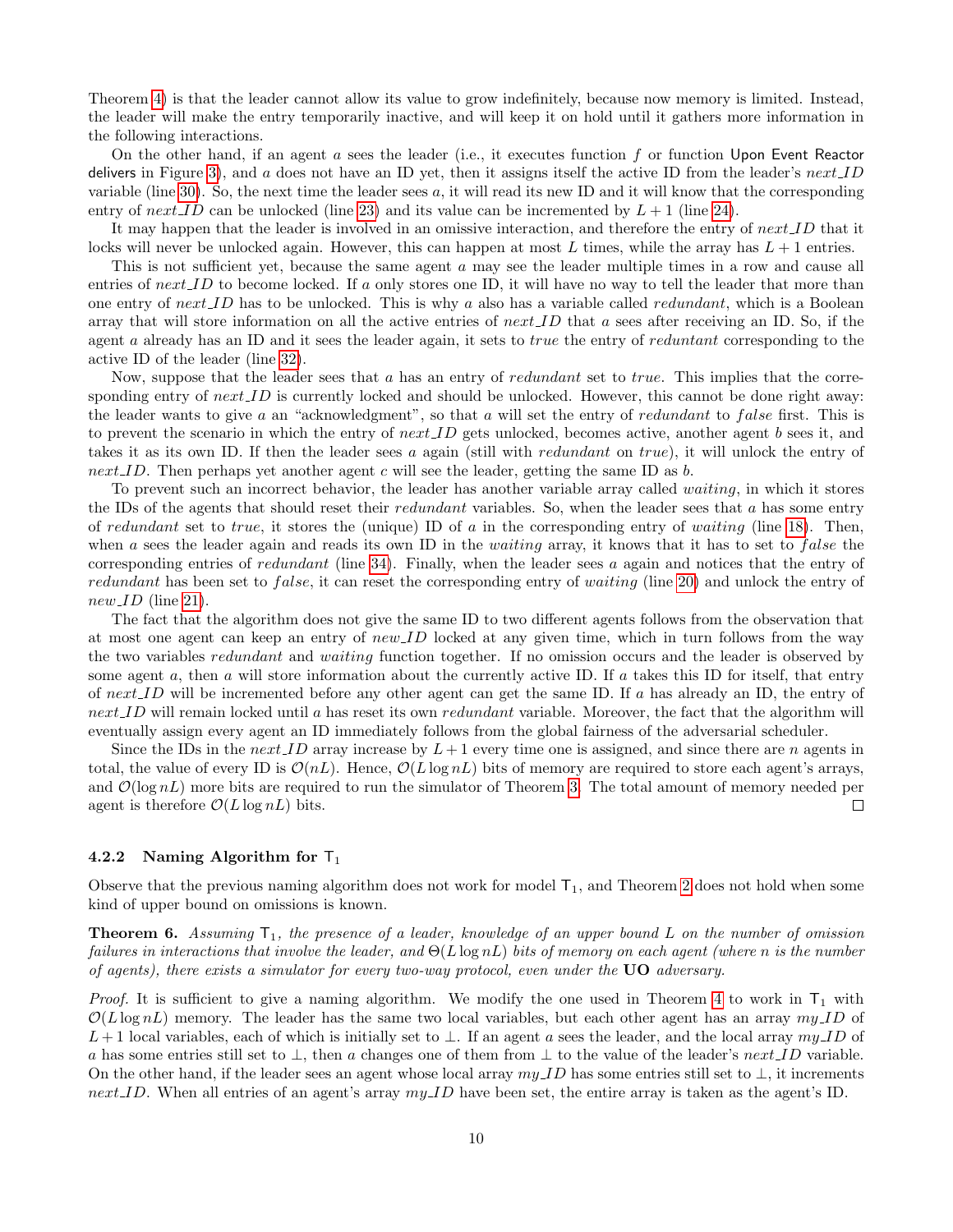Theorem 4) is that the leader cannot allow its value to grow indefinitely, because now memory is limited. Instead, the leader will make the entry temporarily inactive, and will keep it on hold until it gathers more information in the following interactions.

On the other hand, if an agent $a$ sees the leader (i.e., it executes function $f$ or function Upon Event Reactor delivers in Figure 3), and $a$ does not have an ID yet, then it assigns itself the active ID from the leader's $next\_ID$ variable (line 30). So, the next time the leader sees $a$, it will read its new ID and it will know that the corresponding entry of $next\_ID$ can be unlocked (line 23) and its value can be incremented by $L + 1$ (line 24).

It may happen that the leader is involved in an omissive interaction, and therefore the entry of $next\_ID$ that it locks will never be unlocked again. However, this can happen at most $L$ times, while the array has $L + 1$ entries.

This is not sufficient yet, because the same agent $a$ may see the leader multiple times in a row and cause all entries of $next\_ID$ to become locked. If $a$ only stores one ID, it will have no way to tell the leader that more than one entry of $next\_ID$ has to be unlocked. This is why $a$ also has a variable called $redundant$, which is a Boolean array that will store information on all the active entries of $next\_ID$ that $a$ sees after receiving an ID. So, if the agent $a$ already has an ID and it sees the leader again, it sets to $true$ the entry of $reduntant$ corresponding to the active ID of the leader (line 32).

Now, suppose that the leader sees that $a$ has an entry of $redundant$ set to $true$. This implies that the corresponding entry of $next\_ID$ is currently locked and should be unlocked. However, this cannot be done right away: the leader wants to give $a$ an "acknowledgment", so that $a$ will set the entry of $redundant$ to $false$ first. This is to prevent the scenario in which the entry of $next\_ID$ gets unlocked, becomes active, another agent $b$ sees it, and takes it as its own ID. If then the leader sees $a$ again (still with $redundant$ on $true$), it will unlock the entry of $next\_ID$. Then perhaps yet another agent $c$ will see the leader, getting the same ID as $b$.

To prevent such an incorrect behavior, the leader has another variable array called $waiting$, in which it stores the IDs of the agents that should reset their $redundant$ variables. So, when the leader sees that $a$ has some entry of $redundant$ set to $true$, it stores the (unique) ID of $a$ in the corresponding entry of $waiting$ (line 18). Then, when $a$ sees the leader again and reads its own ID in the $waiting$ array, it knows that it has to set to $false$ the corresponding entries of $redundant$ (line 34). Finally, when the leader sees $a$ again and notices that the entry of $redundant$ has been set to $false$, it can reset the corresponding entry of $waiting$ (line 20) and unlock the entry of $new\_ID$ (line 21).

The fact that the algorithm does not give the same ID to two different agents follows from the observation that at most one agent can keep an entry of $new\_ID$ locked at any given time, which in turn follows from the way the two variables $redundant$ and $waiting$ function together. If no omission occurs and the leader is observed by some agent $a$, then $a$ will store information about the currently active ID. If $a$ takes this ID for itself, that entry of $next\_ID$ will be incremented before any other agent can get the same ID. If $a$ has already an ID, the entry of $next\_ID$ will remain locked until $a$ has reset its own $redundant$ variable. Moreover, the fact that the algorithm will eventually assign every agent an ID immediately follows from the global fairness of the adversarial scheduler.

Since the IDs in the $next\_ID$ array increase by $L+1$ every time one is assigned, and since there are $n$ agents in total, the value of every ID is $\mathcal{O}(nL)$. Hence, $\mathcal{O}(L \log nL)$ bits of memory are required to store each agent's arrays, and $\mathcal{O}(\log nL)$ more bits are required to run the simulator of Theorem 3. The total amount of memory needed per agent is therefore $\mathcal{O}(L \log nL)$ bits. ◻

### 4.2.2 Naming Algorithm for $\mathsf{T}_1$

Observe that the previous naming algorithm does not work for model $\mathsf{T}_1$, and Theorem 2 does not hold when some kind of upper bound on omissions is known.

**Theorem 6.** *Assuming $\mathsf{T}_1$, the presence of a leader, knowledge of an upper bound $L$ on the number of omission failures in interactions that involve the leader, and $\Theta(L \log nL)$ bits of memory on each agent (where $n$ is the number of agents), there exists a simulator for every two-way protocol, even under the* **UO** *adversary.*

*Proof.* It is sufficient to give a naming algorithm. We modify the one used in Theorem 4 to work in $\mathsf{T}_1$ with $\mathcal{O}(L \log nL)$ memory. The leader has the same two local variables, but each other agent has an array $my\_ID$ of $L+1$ local variables, each of which is initially set to $\perp$. If an agent $a$ sees the leader, and the local array $my\_ID$ of $a$ has some entries still set to $\perp$, then $a$ changes one of them from $\perp$ to the value of the leader's $next\_ID$ variable. On the other hand, if the leader sees an agent whose local array $my\_ID$ has some entries still set to $\perp$, it increments $next\_ID$. When all entries of an agent's array $my\_ID$ have been set, the entire array is taken as the agent's ID.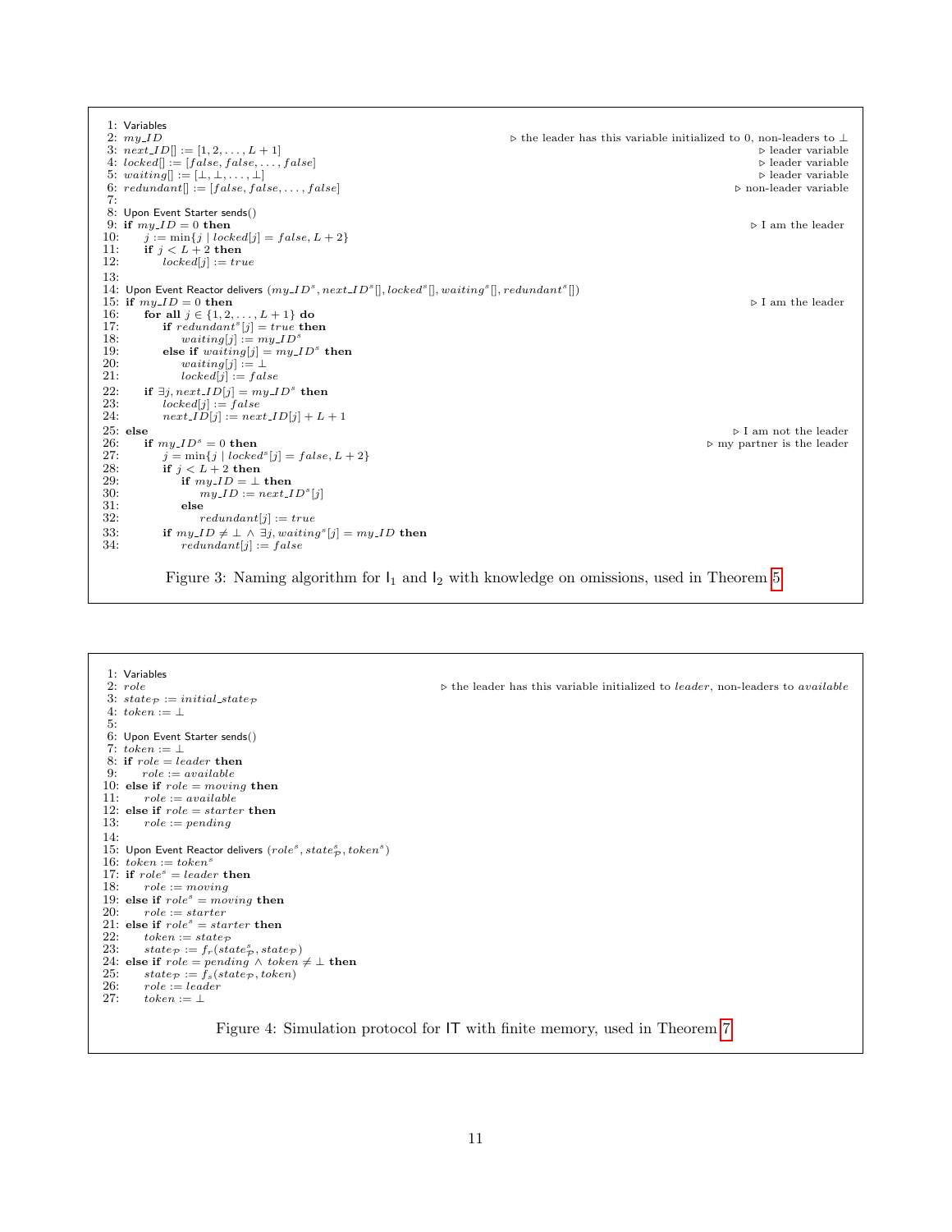```
1: Variables
2: my_ID                                        ▷ the leader has this variable initialized to 0, non-leaders to ⊥
3: next_ID[] := [1, 2, ..., L + 1]                                                        ▷ leader variable
4: locked[] := [false, false, ..., false]                                                 ▷ leader variable
5: waiting[] := [⊥, ⊥, ..., ⊥]                                                            ▷ leader variable
6: redundant[] := [false, false, ..., false]                                          ▷ non-leader variable
7:
8: Upon Event Starter sends()
9: if my_ID = 0 then                                                                        ▷ I am the leader
10:     j := min{j | locked[j] = false, L + 2}
11:     if j < L + 2 then
12:         locked[j] := true
13:
14: Upon Event Reactor delivers (my_ID^s, next_ID^s[], locked^s[], waiting^s[], redundant^s[])
15: if my_ID = 0 then                                                                       ▷ I am the leader
16:     for all j ∈ {1, 2, ..., L + 1} do
17:         if redundant^s[j] = true then
18:             waiting[j] := my_ID^s
19:         else if waiting[j] = my_ID^s then
20:             waiting[j] := ⊥
21:             locked[j] := false
22:     if ∃j, next_ID[j] = my_ID^s then
23:         locked[j] := false
24:         next_ID[j] := next_ID[j] + L + 1
25: else                                                                                ▷ I am not the leader
26:     if my_ID^s = 0 then                                                          ▷ my partner is the leader
27:         j = min{j | locked^s[j] = false, L + 2}
28:         if j < L + 2 then
29:             if my_ID = ⊥ then
30:                 my_ID := next_ID^s[j]
31:             else
32:                 redundant[j] := true
33:         if my_ID ≠ ⊥ ∧ ∃j, waiting^s[j] = my_ID then
34:             redundant[j] := false
```

Figure 3: Naming algorithm for $\mathsf{I}_1$ and $\mathsf{I}_2$ with knowledge on omissions, used in Theorem 5

```
1: Variables
2: role                           ▷ the leader has this variable initialized to leader, non-leaders to available
3: state_P := initial_state_P
4: token := ⊥
5:
6: Upon Event Starter sends()
7: token := ⊥
8: if role = leader then
9:     role := available
10: else if role = moving then
11:     role := available
12: else if role = starter then
13:     role := pending
14:
15: Upon Event Reactor delivers (role^s, state_P^s, token^s)
16: token := token^s
17: if role^s = leader then
18:     role := moving
19: else if role^s = moving then
20:     role := starter
21: else if role^s = starter then
22:     token := state_P
23:     state_P := f_r(state_P^s, state_P)
24: else if role = pending ∧ token ≠ ⊥ then
25:     state_P := f_s(state_P, token)
26:     role := leader
27:     token := ⊥
```

Figure 4: Simulation protocol for $\mathsf{IT}$ with finite memory, used in Theorem 7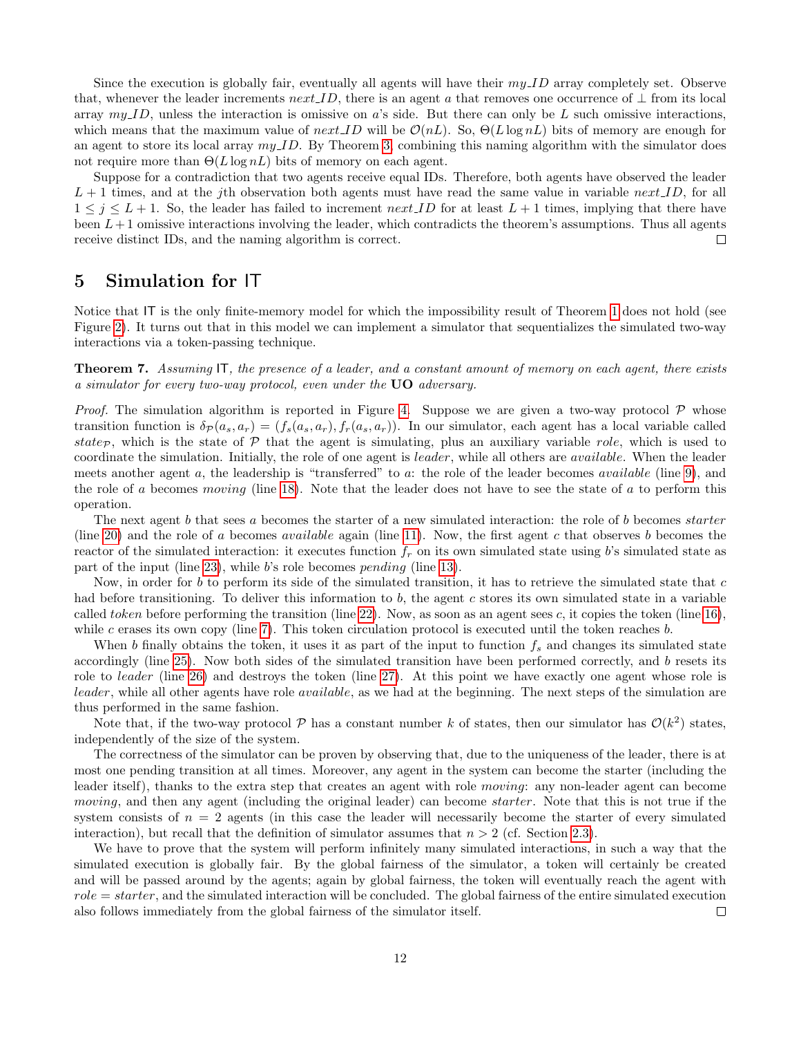Since the execution is globally fair, eventually all agents will have their $my\_ID$ array completely set. Observe that, whenever the leader increments $next\_ID$, there is an agent $a$ that removes one occurrence of $\perp$ from its local array $my\_ID$, unless the interaction is omissive on $a$'s side. But there can only be $L$ such omissive interactions, which means that the maximum value of $next\_ID$ will be $\mathcal{O}(nL)$. So, $\Theta(L \log nL)$ bits of memory are enough for an agent to store its local array $my\_ID$. By Theorem 3, combining this naming algorithm with the simulator does not require more than $\Theta(L \log nL)$ bits of memory on each agent.

Suppose for a contradiction that two agents receive equal IDs. Therefore, both agents have observed the leader $L+1$ times, and at the $j$th observation both agents must have read the same value in variable $next\_ID$, for all $1 \leq j \leq L+1$. So, the leader has failed to increment $next\_ID$ for at least $L+1$ times, implying that there have been $L+1$ omissive interactions involving the leader, which contradicts the theorem's assumptions. Thus all agents receive distinct IDs, and the naming algorithm is correct. □

## 5 Simulation for IT

Notice that IT is the only finite-memory model for which the impossibility result of Theorem 1 does not hold (see Figure 2). It turns out that in this model we can implement a simulator that sequentializes the simulated two-way interactions via a token-passing technique.

**Theorem 7.** *Assuming* IT*, the presence of a leader, and a constant amount of memory on each agent, there exists a simulator for every two-way protocol, even under the* **UO** *adversary.*

*Proof.* The simulation algorithm is reported in Figure 4. Suppose we are given a two-way protocol $\mathcal{P}$ whose transition function is $\delta_{\mathcal{P}}(a_s, a_r) = (f_s(a_s, a_r), f_r(a_s, a_r))$. In our simulator, each agent has a local variable called $state_{\mathcal{P}}$, which is the state of $\mathcal{P}$ that the agent is simulating, plus an auxiliary variable $role$, which is used to coordinate the simulation. Initially, the role of one agent is $leader$, while all others are $available$. When the leader meets another agent $a$, the leadership is "transferred" to $a$: the role of the leader becomes $available$ (line 9), and the role of $a$ becomes $moving$ (line 18). Note that the leader does not have to see the state of $a$ to perform this operation.

The next agent $b$ that sees $a$ becomes the starter of a new simulated interaction: the role of $b$ becomes $starter$ (line 20) and the role of $a$ becomes $available$ again (line 11). Now, the first agent $c$ that observes $b$ becomes the reactor of the simulated interaction: it executes function $f_r$ on its own simulated state using $b$'s simulated state as part of the input (line 23), while $b$'s role becomes $pending$ (line 13).

Now, in order for $b$ to perform its side of the simulated transition, it has to retrieve the simulated state that $c$ had before transitioning. To deliver this information to $b$, the agent $c$ stores its own simulated state in a variable called $token$ before performing the transition (line 22). Now, as soon as an agent sees $c$, it copies the token (line 16), while $c$ erases its own copy (line 7). This token circulation protocol is executed until the token reaches $b$.

When $b$ finally obtains the token, it uses it as part of the input to function $f_s$ and changes its simulated state accordingly (line 25). Now both sides of the simulated transition have been performed correctly, and $b$ resets its role to $leader$ (line 26) and destroys the token (line 27). At this point we have exactly one agent whose role is $leader$, while all other agents have role $available$, as we had at the beginning. The next steps of the simulation are thus performed in the same fashion.

Note that, if the two-way protocol $\mathcal{P}$ has a constant number $k$ of states, then our simulator has $\mathcal{O}(k^2)$ states, independently of the size of the system.

The correctness of the simulator can be proven by observing that, due to the uniqueness of the leader, there is at most one pending transition at all times. Moreover, any agent in the system can become the starter (including the leader itself), thanks to the extra step that creates an agent with role $moving$: any non-leader agent can become $moving$, and then any agent (including the original leader) can become $starter$. Note that this is not true if the system consists of $n = 2$ agents (in this case the leader will necessarily become the starter of every simulated interaction), but recall that the definition of simulator assumes that $n > 2$ (cf. Section 2.3).

We have to prove that the system will perform infinitely many simulated interactions, in such a way that the simulated execution is globally fair. By the global fairness of the simulator, a token will certainly be created and will be passed around by the agents; again by global fairness, the token will eventually reach the agent with $role = starter$, and the simulated interaction will be concluded. The global fairness of the entire simulated execution also follows immediately from the global fairness of the simulator itself. □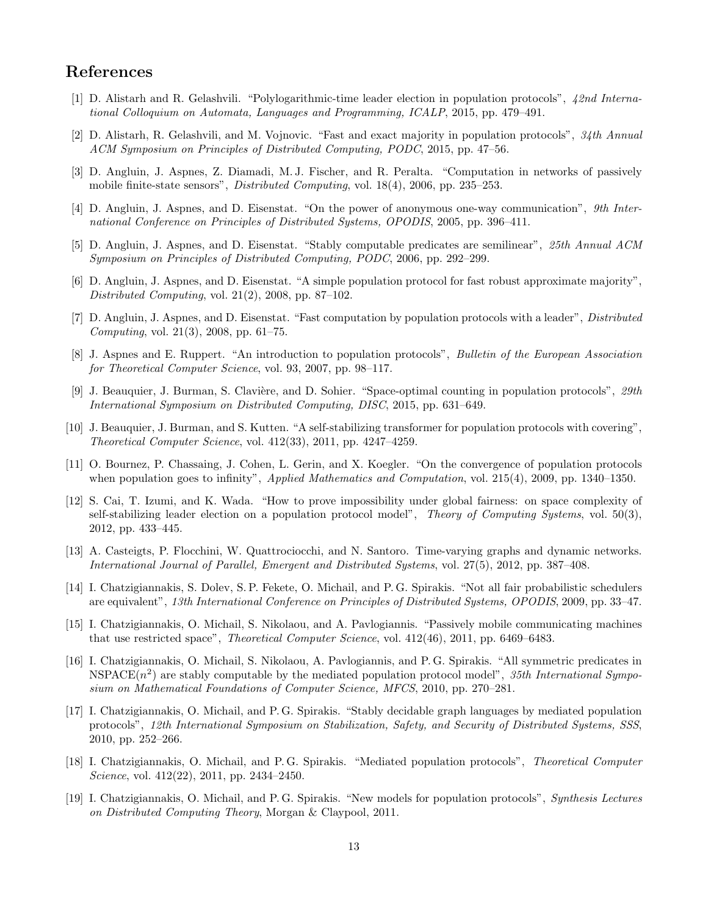## References

[1] D. Alistarh and R. Gelashvili. "Polylogarithmic-time leader election in population protocols", *42nd International Colloquium on Automata, Languages and Programming, ICALP*, 2015, pp. 479–491.

[2] D. Alistarh, R. Gelashvili, and M. Vojnovic. "Fast and exact majority in population protocols", *34th Annual ACM Symposium on Principles of Distributed Computing, PODC*, 2015, pp. 47–56.

[3] D. Angluin, J. Aspnes, Z. Diamadi, M. J. Fischer, and R. Peralta. "Computation in networks of passively mobile finite-state sensors", *Distributed Computing*, vol. 18(4), 2006, pp. 235–253.

[4] D. Angluin, J. Aspnes, and D. Eisenstat. "On the power of anonymous one-way communication", *9th International Conference on Principles of Distributed Systems, OPODIS*, 2005, pp. 396–411.

[5] D. Angluin, J. Aspnes, and D. Eisenstat. "Stably computable predicates are semilinear", *25th Annual ACM Symposium on Principles of Distributed Computing, PODC*, 2006, pp. 292–299.

[6] D. Angluin, J. Aspnes, and D. Eisenstat. "A simple population protocol for fast robust approximate majority", *Distributed Computing*, vol. 21(2), 2008, pp. 87–102.

[7] D. Angluin, J. Aspnes, and D. Eisenstat. "Fast computation by population protocols with a leader", *Distributed Computing*, vol. 21(3), 2008, pp. 61–75.

[8] J. Aspnes and E. Ruppert. "An introduction to population protocols", *Bulletin of the European Association for Theoretical Computer Science*, vol. 93, 2007, pp. 98–117.

[9] J. Beauquier, J. Burman, S. Clavière, and D. Sohier. "Space-optimal counting in population protocols", *29th International Symposium on Distributed Computing, DISC*, 2015, pp. 631–649.

[10] J. Beauquier, J. Burman, and S. Kutten. "A self-stabilizing transformer for population protocols with covering", *Theoretical Computer Science*, vol. 412(33), 2011, pp. 4247–4259.

[11] O. Bournez, P. Chassaing, J. Cohen, L. Gerin, and X. Koegler. "On the convergence of population protocols when population goes to infinity", *Applied Mathematics and Computation*, vol. 215(4), 2009, pp. 1340–1350.

[12] S. Cai, T. Izumi, and K. Wada. "How to prove impossibility under global fairness: on space complexity of self-stabilizing leader election on a population protocol model", *Theory of Computing Systems*, vol. 50(3), 2012, pp. 433–445.

[13] A. Casteigts, P. Flocchini, W. Quattrociocchi, and N. Santoro. Time-varying graphs and dynamic networks. *International Journal of Parallel, Emergent and Distributed Systems*, vol. 27(5), 2012, pp. 387–408.

[14] I. Chatzigiannakis, S. Dolev, S. P. Fekete, O. Michail, and P. G. Spirakis. "Not all fair probabilistic schedulers are equivalent", *13th International Conference on Principles of Distributed Systems, OPODIS*, 2009, pp. 33–47.

[15] I. Chatzigiannakis, O. Michail, S. Nikolaou, and A. Pavlogiannis. "Passively mobile communicating machines that use restricted space", *Theoretical Computer Science*, vol. 412(46), 2011, pp. 6469–6483.

[16] I. Chatzigiannakis, O. Michail, S. Nikolaou, A. Pavlogiannis, and P. G. Spirakis. "All symmetric predicates in NSPACE($n^2$) are stably computable by the mediated population protocol model", *35th International Symposium on Mathematical Foundations of Computer Science, MFCS*, 2010, pp. 270–281.

[17] I. Chatzigiannakis, O. Michail, and P. G. Spirakis. "Stably decidable graph languages by mediated population protocols", *12th International Symposium on Stabilization, Safety, and Security of Distributed Systems, SSS*, 2010, pp. 252–266.

[18] I. Chatzigiannakis, O. Michail, and P. G. Spirakis. "Mediated population protocols", *Theoretical Computer Science*, vol. 412(22), 2011, pp. 2434–2450.

[19] I. Chatzigiannakis, O. Michail, and P. G. Spirakis. "New models for population protocols", *Synthesis Lectures on Distributed Computing Theory*, Morgan & Claypool, 2011.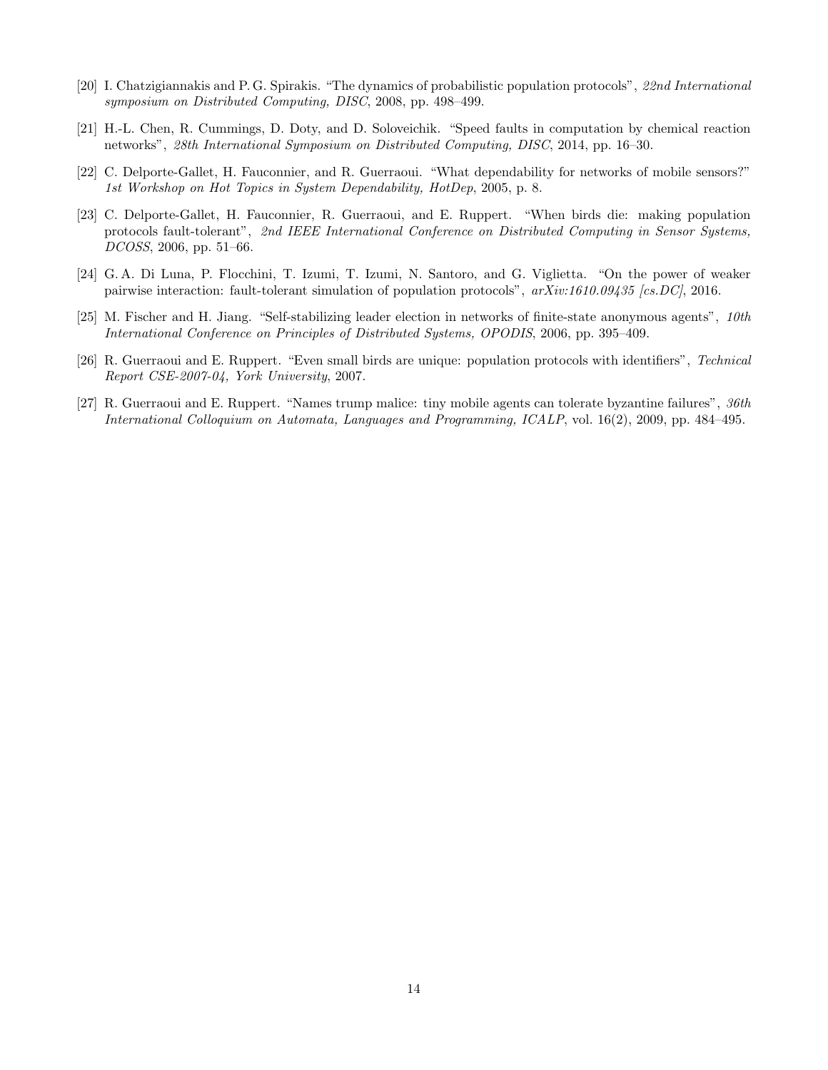[20] I. Chatzigiannakis and P. G. Spirakis. "The dynamics of probabilistic population protocols", *22nd International symposium on Distributed Computing, DISC*, 2008, pp. 498–499.

[21] H.-L. Chen, R. Cummings, D. Doty, and D. Soloveichik. "Speed faults in computation by chemical reaction networks", *28th International Symposium on Distributed Computing, DISC*, 2014, pp. 16–30.

[22] C. Delporte-Gallet, H. Fauconnier, and R. Guerraoui. "What dependability for networks of mobile sensors?" *1st Workshop on Hot Topics in System Dependability, HotDep*, 2005, p. 8.

[23] C. Delporte-Gallet, H. Fauconnier, R. Guerraoui, and E. Ruppert. "When birds die: making population protocols fault-tolerant", *2nd IEEE International Conference on Distributed Computing in Sensor Systems, DCOSS*, 2006, pp. 51–66.

[24] G. A. Di Luna, P. Flocchini, T. Izumi, T. Izumi, N. Santoro, and G. Viglietta. "On the power of weaker pairwise interaction: fault-tolerant simulation of population protocols", *arXiv:1610.09435 [cs.DC]*, 2016.

[25] M. Fischer and H. Jiang. "Self-stabilizing leader election in networks of finite-state anonymous agents", *10th International Conference on Principles of Distributed Systems, OPODIS*, 2006, pp. 395–409.

[26] R. Guerraoui and E. Ruppert. "Even small birds are unique: population protocols with identifiers", *Technical Report CSE-2007-04, York University*, 2007.

[27] R. Guerraoui and E. Ruppert. "Names trump malice: tiny mobile agents can tolerate byzantine failures", *36th International Colloquium on Automata, Languages and Programming, ICALP*, vol. 16(2), 2009, pp. 484–495.